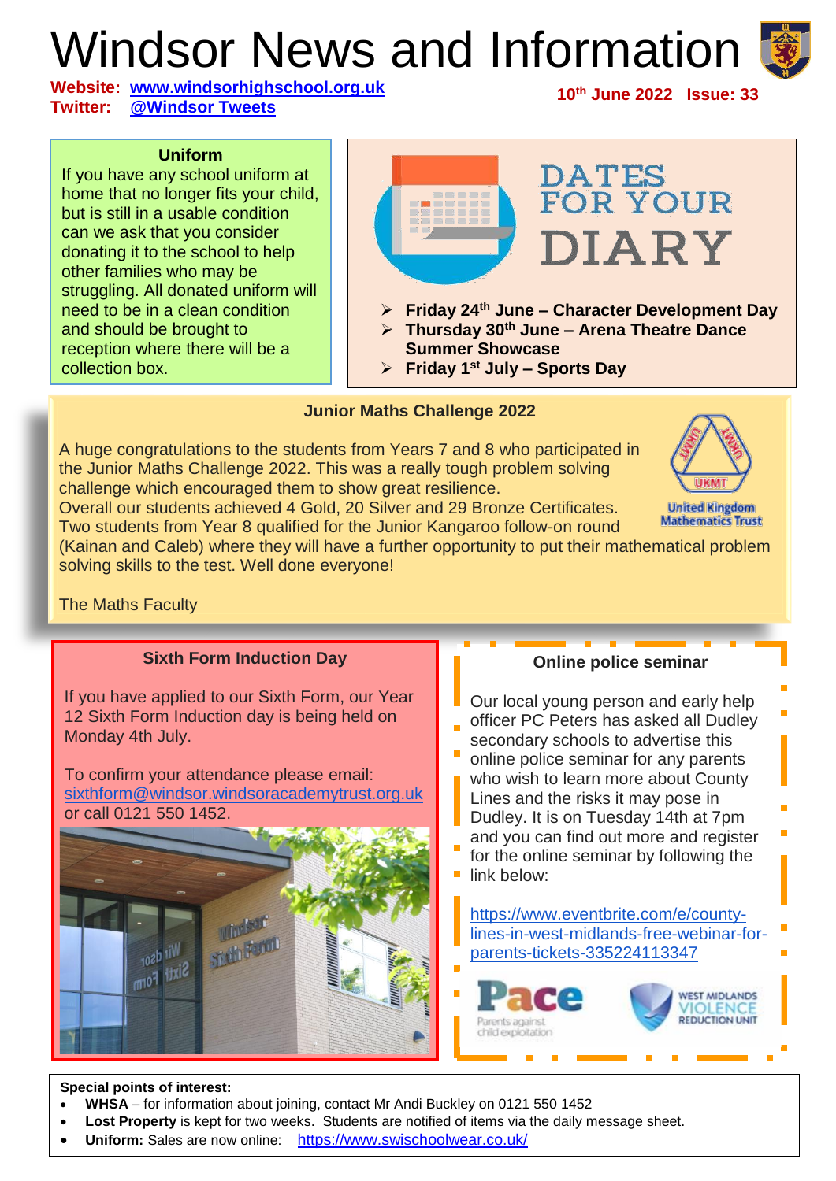# Windsor News and Information

**Website:** www.windsorhighschool.org.uk
**Twitter:** @Windsor Tweets

**10th June 2022 Issue: 33**

### Uniform

If you have any school uniform at home that no longer fits your child, but is still in a usable condition can we ask that you consider donating it to the school to help other families who may be struggling. All donated uniform will need to be in a clean condition and should be brought to reception where there will be a collection box.

## DATES FOR YOUR DIARY

- **Friday 24th June – Character Development Day**
- **Thursday 30th June – Arena Theatre Dance Summer Showcase**
- **Friday 1st July – Sports Day**

### Junior Maths Challenge 2022

A huge congratulations to the students from Years 7 and 8 who participated in the Junior Maths Challenge 2022. This was a really tough problem solving challenge which encouraged them to show great resilience.
Overall our students achieved 4 Gold, 20 Silver and 29 Bronze Certificates. Two students from Year 8 qualified for the Junior Kangaroo follow-on round (Kainan and Caleb) where they will have a further opportunity to put their mathematical problem solving skills to the test. Well done everyone!

The Maths Faculty

UKMT United Kingdom Mathematics Trust

### Sixth Form Induction Day

If you have applied to our Sixth Form, our Year 12 Sixth Form Induction day is being held on Monday 4th July.

To confirm your attendance please email: sixthform@windsor.windsoracademytrust.org.uk or call 0121 550 1452.

### Online police seminar

Our local young person and early help officer PC Peters has asked all Dudley secondary schools to advertise this online police seminar for any parents who wish to learn more about County Lines and the risks it may pose in Dudley. It is on Tuesday 14th at 7pm and you can find out more and register for the online seminar by following the link below:

https://www.eventbrite.com/e/county-lines-in-west-midlands-free-webinar-for-parents-tickets-335224113347

Pace Parents against child exploitation

West Midlands Violence Reduction Unit

**Special points of interest:**

- **WHSA** – for information about joining, contact Mr Andi Buckley on 0121 550 1452
- **Lost Property** is kept for two weeks. Students are notified of items via the daily message sheet.
- **Uniform:** Sales are now online: https://www.swischoolwear.co.uk/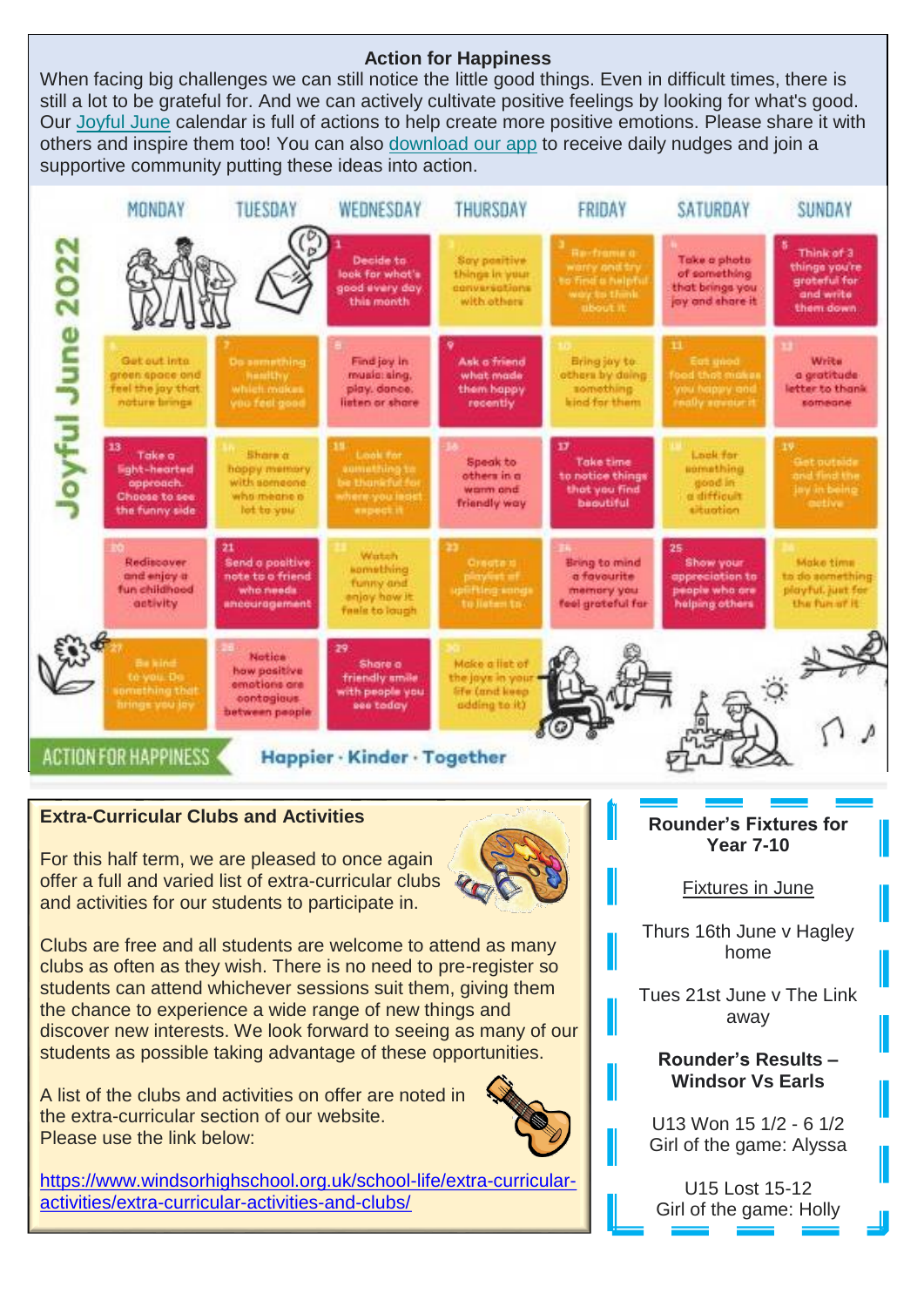## Action for Happiness

When facing big challenges we can still notice the little good things. Even in difficult times, there is still a lot to be grateful for. And we can actively cultivate positive feelings by looking for what's good. Our Joyful June calendar is full of actions to help create more positive emotions. Please share it with others and inspire them too! You can also download our app to receive daily nudges and join a supportive community putting these ideas into action.

**Joyful June 2022**

| MONDAY | TUESDAY | WEDNESDAY | THURSDAY | FRIDAY | SATURDAY | SUNDAY |
|---|---|---|---|---|---|---|
| | | 1 Decide to look for what's good every day this month | 2 Say positive things in your conversations with others | 3 Re-frame a worry and try to find a helpful way to think about it | 4 Take a photo of something that brings you joy and share it | 5 Think of 3 things you're grateful for and write them down |
| 6 Get out into green space and feel the joy that nature brings | 7 Do something healthy which makes you feel good | 8 Find joy in music: sing, play, dance, listen or share | 9 Ask a friend what made them happy recently | 10 Bring joy to others by doing something kind for them | 11 Eat good food that makes you happy and really savour it | 12 Write a gratitude letter to thank someone |
| 13 Take a light-hearted approach. Choose to see the funny side | 14 Share a happy memory with someone who means a lot to you | 15 Look for something to be thankful for where you least expect it | 16 Speak to others in a warm and friendly way | 17 Take time to notice things that you find beautiful | 18 Look for something good in a difficult situation | 19 Get outside and find the joy in being active |
| 20 Rediscover and enjoy a fun childhood activity | 21 Send a positive note to a friend who needs encouragement | 22 Watch something funny and enjoy how it feels to laugh | 23 Create a playlist of uplifting songs to listen to | 24 Bring to mind a favourite memory you feel grateful for | 25 Show your appreciation to people who are helping others | 26 Make time to do something playful, just for the fun of it |
| 27 Be kind to you. Do something that brings you joy | 28 Notice how positive emotions are contagious between people | 29 Share a friendly smile with people you see today | 30 Make a list of the joys in your life (and keep adding to it) | | | |

ACTION FOR HAPPINESS — Happier · Kinder · Together

## Extra-Curricular Clubs and Activities

For this half term, we are pleased to once again offer a full and varied list of extra-curricular clubs and activities for our students to participate in.

Clubs are free and all students are welcome to attend as many clubs as often as they wish. There is no need to pre-register so students can attend whichever sessions suit them, giving them the chance to experience a wide range of new things and discover new interests. We look forward to seeing as many of our students as possible taking advantage of these opportunities.

A list of the clubs and activities on offer are noted in the extra-curricular section of our website.
Please use the link below:

https://www.windsorhighschool.org.uk/school-life/extra-curricular-activities/extra-curricular-activities-and-clubs/

## Rounder's Fixtures for Year 7-10

Fixtures in June

Thurs 16th June v Hagley home

Tues 21st June v The Link away

**Rounder's Results – Windsor Vs Earls**

U13 Won 15 1/2 - 6 1/2
Girl of the game: Alyssa

U15 Lost 15-12
Girl of the game: Holly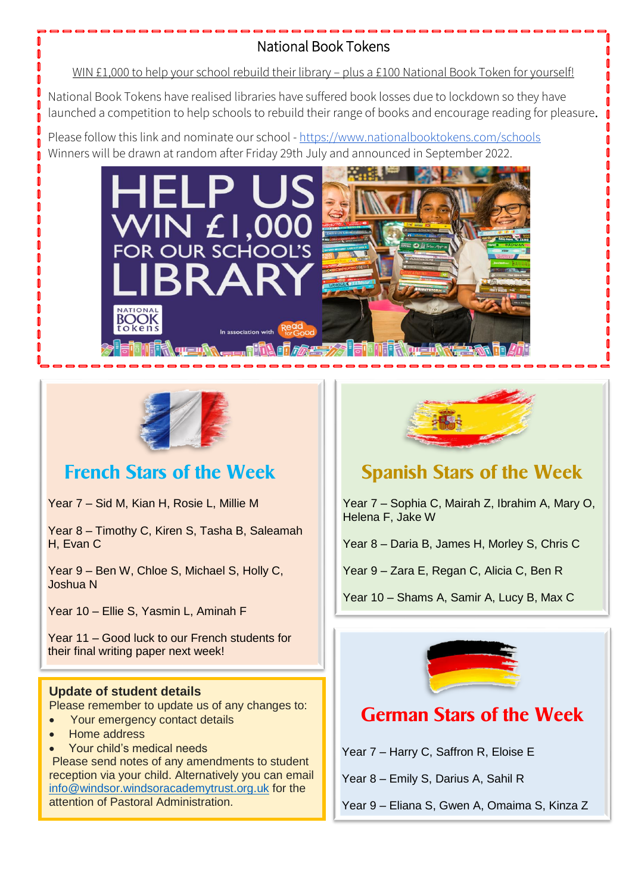## National Book Tokens

WIN £1,000 to help your school rebuild their library – plus a £100 National Book Token for yourself!

National Book Tokens have realised libraries have suffered book losses due to lockdown so they have launched a competition to help schools to rebuild their range of books and encourage reading for pleasure.

Please follow this link and nominate our school - https://www.nationalbooktokens.com/schools
Winners will be drawn at random after Friday 29th July and announced in September 2022.

## French Stars of the Week

Year 7 – Sid M, Kian H, Rosie L, Millie M

Year 8 – Timothy C, Kiren S, Tasha B, Saleamah H, Evan C

Year 9 – Ben W, Chloe S, Michael S, Holly C, Joshua N

Year 10 – Ellie S, Yasmin L, Aminah F

Year 11 – Good luck to our French students for their final writing paper next week!

## Spanish Stars of the Week

Year 7 – Sophia C, Mairah Z, Ibrahim A, Mary O, Helena F, Jake W

Year 8 – Daria B, James H, Morley S, Chris C

Year 9 – Zara E, Regan C, Alicia C, Ben R

Year 10 – Shams A, Samir A, Lucy B, Max C

## German Stars of the Week

Year 7 – Harry C, Saffron R, Eloise E

Year 8 – Emily S, Darius A, Sahil R

Year 9 – Eliana S, Gwen A, Omaima S, Kinza Z

**Update of student details**

Please remember to update us of any changes to:

- Your emergency contact details
- Home address
- Your child's medical needs

Please send notes of any amendments to student reception via your child. Alternatively you can email info@windsor.windsoracademytrust.org.uk for the attention of Pastoral Administration.